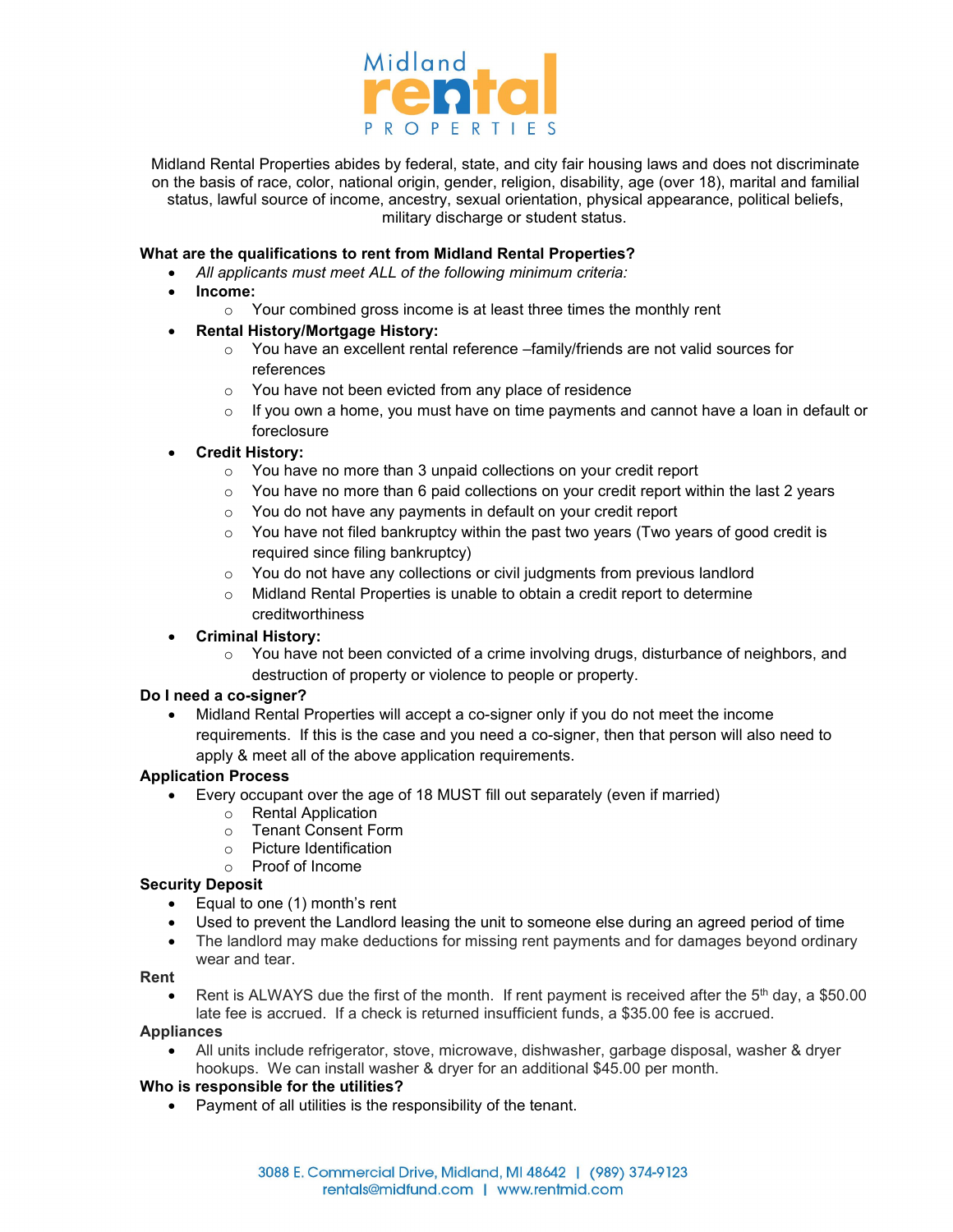# Midland rental PROPERTIES

Midland Rental Properties abides by federal, state, and city fair housing laws and does not discriminate on the basis of race, color, national origin, gender, religion, disability, age (over 18), marital and familial status, lawful source of income, ancestry, sexual orientation, physical appearance, political beliefs, military discharge or student status.

**What are the qualifications to rent from Midland Rental Properties?**

- *All applicants must meet ALL of the following minimum criteria:*
- **Income:**
  - Your combined gross income is at least three times the monthly rent
- **Rental History/Mortgage History:**
  - You have an excellent rental reference –family/friends are not valid sources for references
  - You have not been evicted from any place of residence
  - If you own a home, you must have on time payments and cannot have a loan in default or foreclosure
- **Credit History:**
  - You have no more than 3 unpaid collections on your credit report
  - You have no more than 6 paid collections on your credit report within the last 2 years
  - You do not have any payments in default on your credit report
  - You have not filed bankruptcy within the past two years (Two years of good credit is required since filing bankruptcy)
  - You do not have any collections or civil judgments from previous landlord
  - Midland Rental Properties is unable to obtain a credit report to determine creditworthiness
- **Criminal History:**
  - You have not been convicted of a crime involving drugs, disturbance of neighbors, and destruction of property or violence to people or property.

**Do I need a co-signer?**

- Midland Rental Properties will accept a co-signer only if you do not meet the income requirements. If this is the case and you need a co-signer, then that person will also need to apply & meet all of the above application requirements.

**Application Process**

- Every occupant over the age of 18 MUST fill out separately (even if married)
  - Rental Application
  - Tenant Consent Form
  - Picture Identification
  - Proof of Income

**Security Deposit**

- Equal to one (1) month's rent
- Used to prevent the Landlord leasing the unit to someone else during an agreed period of time
- The landlord may make deductions for missing rent payments and for damages beyond ordinary wear and tear.

**Rent**

- Rent is ALWAYS due the first of the month. If rent payment is received after the 5th day, a $50.00 late fee is accrued. If a check is returned insufficient funds, a $35.00 fee is accrued.

**Appliances**

- All units include refrigerator, stove, microwave, dishwasher, garbage disposal, washer & dryer hookups. We can install washer & dryer for an additional $45.00 per month.

**Who is responsible for the utilities?**

- Payment of all utilities is the responsibility of the tenant.

3088 E. Commercial Drive, Midland, MI 48642 | (989) 374-9123
rentals@midfund.com | www.rentmid.com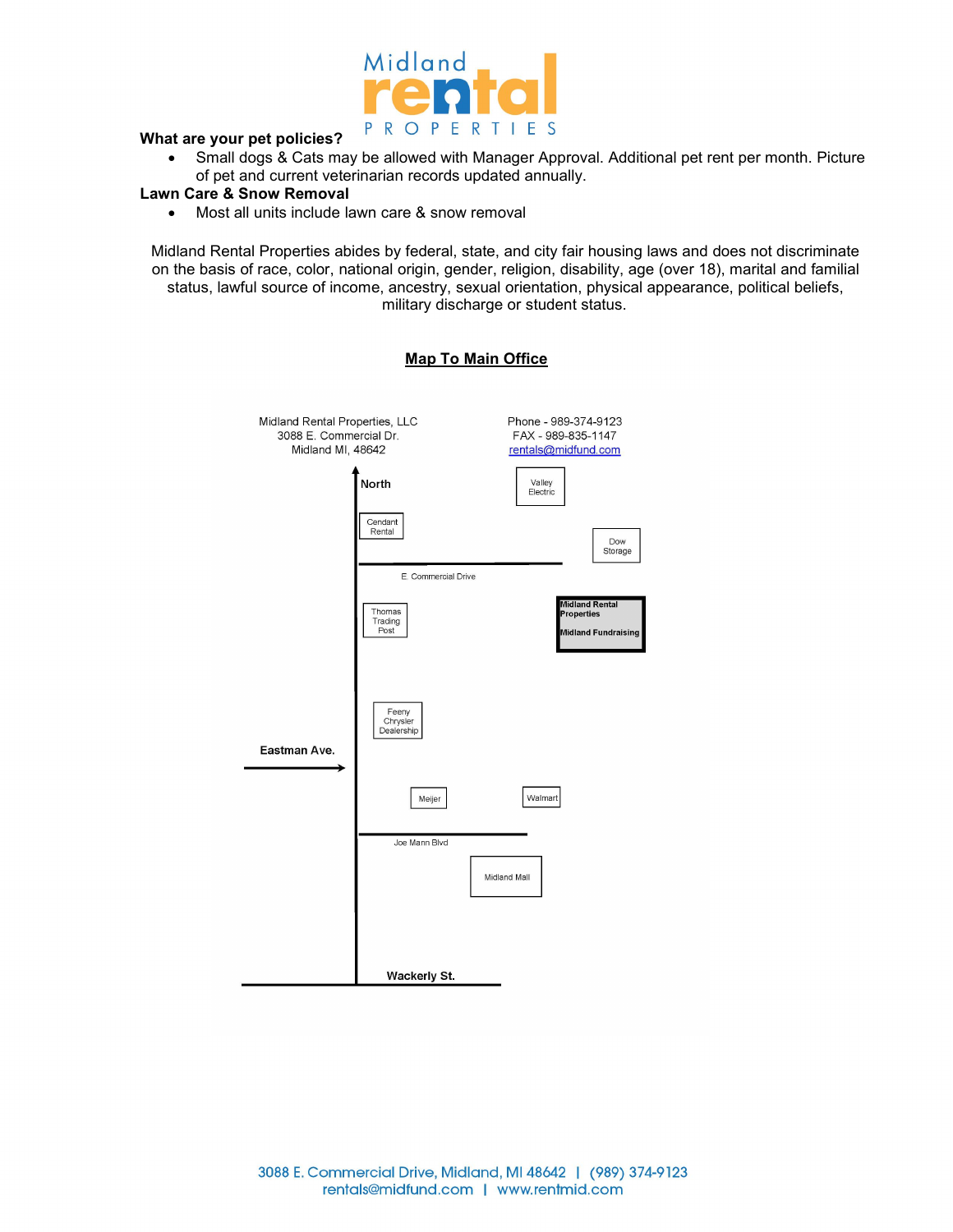Midland rental PROPERTIES

**What are your pet policies?**

- Small dogs & Cats may be allowed with Manager Approval. Additional pet rent per month. Picture of pet and current veterinarian records updated annually.

**Lawn Care & Snow Removal**

- Most all units include lawn care & snow removal

Midland Rental Properties abides by federal, state, and city fair housing laws and does not discriminate on the basis of race, color, national origin, gender, religion, disability, age (over 18), marital and familial status, lawful source of income, ancestry, sexual orientation, physical appearance, political beliefs, military discharge or student status.

## Map To Main Office

Midland Rental Properties, LLC
3088 E. Commercial Dr.
Midland MI, 48642

Phone - 989-374-9123
FAX - 989-835-1147
rentals@midfund.com

North

Valley Electric

Cendant Rental

Dow Storage

E. Commercial Drive

Thomas Trading Post

Midland Rental Properties

Midland Fundraising

Feeny Chrysler Dealership

Eastman Ave.

Meijer

Walmart

Joe Mann Blvd

Midland Mall

Wackerly St.

3088 E. Commercial Drive, Midland, MI 48642 | (989) 374-9123
rentals@midfund.com | www.rentmid.com